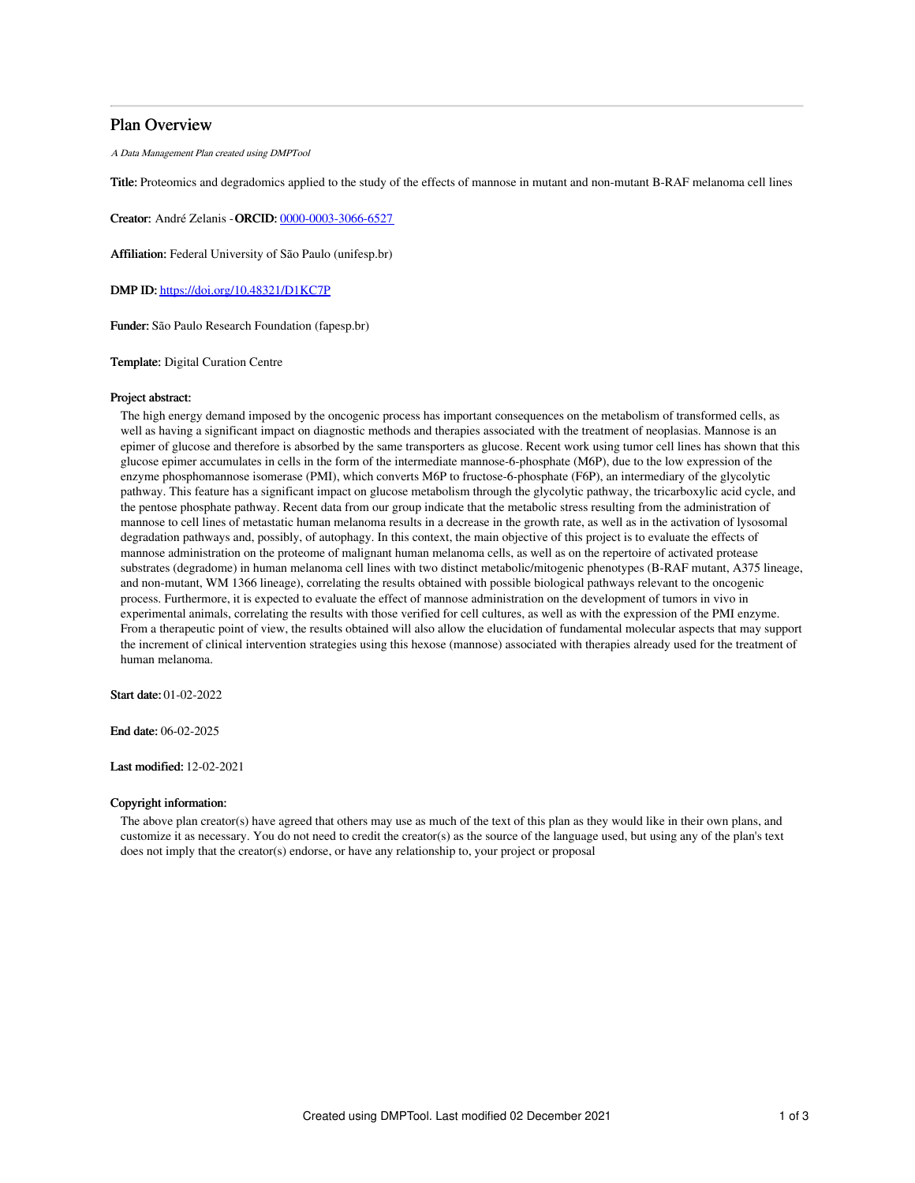# Plan Overview

*A Data Management Plan created using DMPTool*

**Title:** Proteomics and degradomics applied to the study of the effects of mannose in mutant and non-mutant B-RAF melanoma cell lines

**Creator:** André Zelanis -**ORCID:** 0000-0003-3066-6527

**Affiliation:** Federal University of São Paulo (unifesp.br)

**DMP ID:** https://doi.org/10.48321/D1KC7P

**Funder:** São Paulo Research Foundation (fapesp.br)

**Template:** Digital Curation Centre

**Project abstract:**

The high energy demand imposed by the oncogenic process has important consequences on the metabolism of transformed cells, as well as having a significant impact on diagnostic methods and therapies associated with the treatment of neoplasias. Mannose is an epimer of glucose and therefore is absorbed by the same transporters as glucose. Recent work using tumor cell lines has shown that this glucose epimer accumulates in cells in the form of the intermediate mannose-6-phosphate (M6P), due to the low expression of the enzyme phosphomannose isomerase (PMI), which converts M6P to fructose-6-phosphate (F6P), an intermediary of the glycolytic pathway. This feature has a significant impact on glucose metabolism through the glycolytic pathway, the tricarboxylic acid cycle, and the pentose phosphate pathway. Recent data from our group indicate that the metabolic stress resulting from the administration of mannose to cell lines of metastatic human melanoma results in a decrease in the growth rate, as well as in the activation of lysosomal degradation pathways and, possibly, of autophagy. In this context, the main objective of this project is to evaluate the effects of mannose administration on the proteome of malignant human melanoma cells, as well as on the repertoire of activated protease substrates (degradome) in human melanoma cell lines with two distinct metabolic/mitogenic phenotypes (B-RAF mutant, A375 lineage, and non-mutant, WM 1366 lineage), correlating the results obtained with possible biological pathways relevant to the oncogenic process. Furthermore, it is expected to evaluate the effect of mannose administration on the development of tumors in vivo in experimental animals, correlating the results with those verified for cell cultures, as well as with the expression of the PMI enzyme. From a therapeutic point of view, the results obtained will also allow the elucidation of fundamental molecular aspects that may support the increment of clinical intervention strategies using this hexose (mannose) associated with therapies already used for the treatment of human melanoma.

**Start date:** 01-02-2022

**End date:** 06-02-2025

**Last modified:** 12-02-2021

**Copyright information:**

The above plan creator(s) have agreed that others may use as much of the text of this plan as they would like in their own plans, and customize it as necessary. You do not need to credit the creator(s) as the source of the language used, but using any of the plan's text does not imply that the creator(s) endorse, or have any relationship to, your project or proposal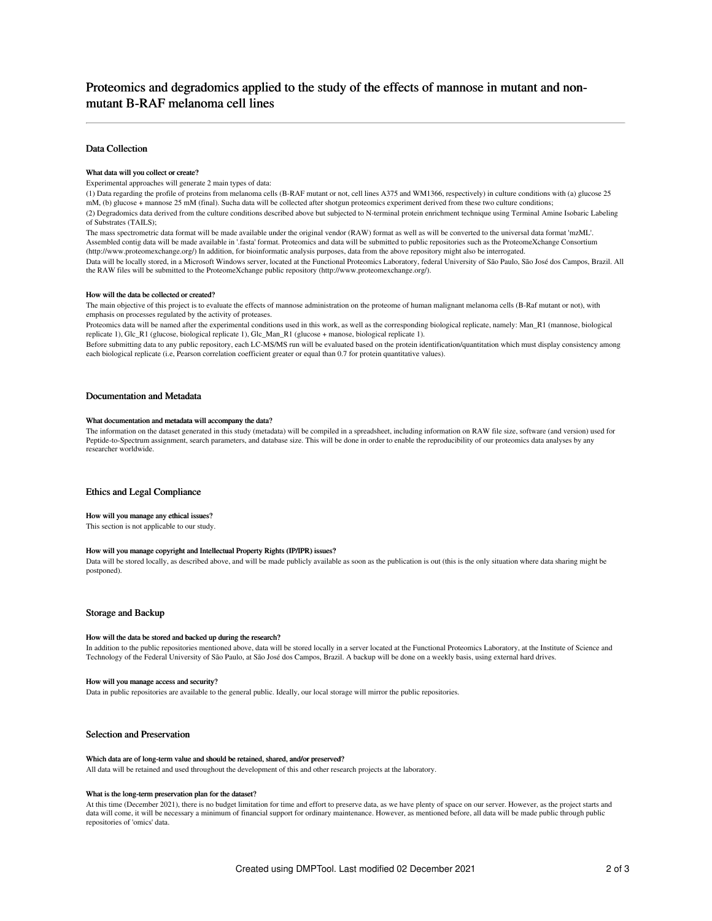# Proteomics and degradomics applied to the study of the effects of mannose in mutant and non-mutant B-RAF melanoma cell lines

## Data Collection

### What data will you collect or create?

Experimental approaches will generate 2 main types of data:

(1) Data regarding the profile of proteins from melanoma cells (B-RAF mutant or not, cell lines A375 and WM1366, respectively) in culture conditions with (a) glucose 25 mM, (b) glucose + mannose 25 mM (final). Sucha data will be collected after shotgun proteomics experiment derived from these two culture conditions;

(2) Degradomics data derived from the culture conditions described above but subjected to N-terminal protein enrichment technique using Terminal Amine Isobaric Labeling of Substrates (TAILS);

The mass spectrometric data format will be made available under the original vendor (RAW) format as well as will be converted to the universal data format 'mzML'. Assembled contig data will be made available in '.fasta' format. Proteomics and data will be submitted to public repositories such as the ProteomeXchange Consortium (http://www.proteomexchange.org/) In addition, for bioinformatic analysis purposes, data from the above repository might also be interrogated.

Data will be locally stored, in a Microsoft Windows server, located at the Functional Proteomics Laboratory, federal University of São Paulo, São José dos Campos, Brazil. All the RAW files will be submitted to the ProteomeXchange public repository (http://www.proteomexchange.org/).

### How will the data be collected or created?

The main objective of this project is to evaluate the effects of mannose administration on the proteome of human malignant melanoma cells (B-Raf mutant or not), with emphasis on processes regulated by the activity of proteases.

Proteomics data will be named after the experimental conditions used in this work, as well as the corresponding biological replicate, namely: Man_R1 (mannose, biological replicate 1), Glc_R1 (glucose, biological replicate 1), Glc_Man_R1 (glucose + manose, biological replicate 1).

Before submitting data to any public repository, each LC-MS/MS run will be evaluated based on the protein identification/quantitation which must display consistency among each biological replicate (i.e, Pearson correlation coefficient greater or equal than 0.7 for protein quantitative values).

## Documentation and Metadata

### What documentation and metadata will accompany the data?

The information on the dataset generated in this study (metadata) will be compiled in a spreadsheet, including information on RAW file size, software (and version) used for Peptide-to-Spectrum assignment, search parameters, and database size. This will be done in order to enable the reproducibility of our proteomics data analyses by any researcher worldwide.

## Ethics and Legal Compliance

### How will you manage any ethical issues?

This section is not applicable to our study.

### How will you manage copyright and Intellectual Property Rights (IP/IPR) issues?

Data will be stored locally, as described above, and will be made publicly available as soon as the publication is out (this is the only situation where data sharing might be postponed).

## Storage and Backup

### How will the data be stored and backed up during the research?

In addition to the public repositories mentioned above, data will be stored locally in a server located at the Functional Proteomics Laboratory, at the Institute of Science and Technology of the Federal University of São Paulo, at São José dos Campos, Brazil. A backup will be done on a weekly basis, using external hard drives.

### How will you manage access and security?

Data in public repositories are available to the general public. Ideally, our local storage will mirror the public repositories.

## Selection and Preservation

### Which data are of long-term value and should be retained, shared, and/or preserved?

All data will be retained and used throughout the development of this and other research projects at the laboratory.

### What is the long-term preservation plan for the dataset?

At this time (December 2021), there is no budget limitation for time and effort to preserve data, as we have plenty of space on our server. However, as the project starts and data will come, it will be necessary a minimum of financial support for ordinary maintenance. However, as mentioned before, all data will be made public through public repositories of 'omics' data.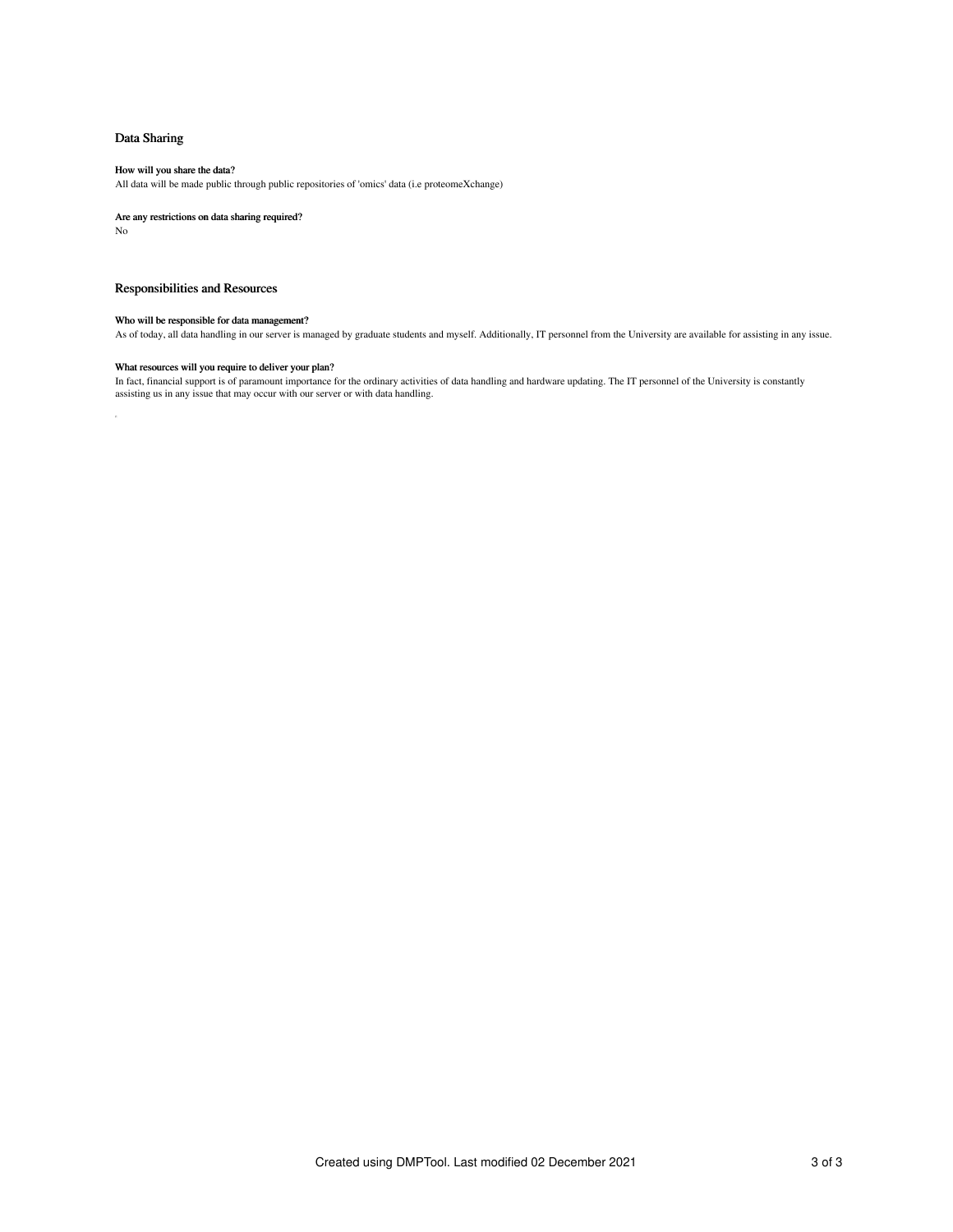## Data Sharing

**How will you share the data?**

All data will be made public through public repositories of 'omics' data (i.e proteomeXchange)

**Are any restrictions on data sharing required?**

No

## Responsibilities and Resources

**Who will be responsible for data management?**

As of today, all data handling in our server is managed by graduate students and myself. Additionally, IT personnel from the University are available for assisting in any issue.

**What resources will you require to deliver your plan?**

In fact, financial support is of paramount importance for the ordinary activities of data handling and hardware updating. The IT personnel of the University is constantly assisting us in any issue that may occur with our server or with data handling.